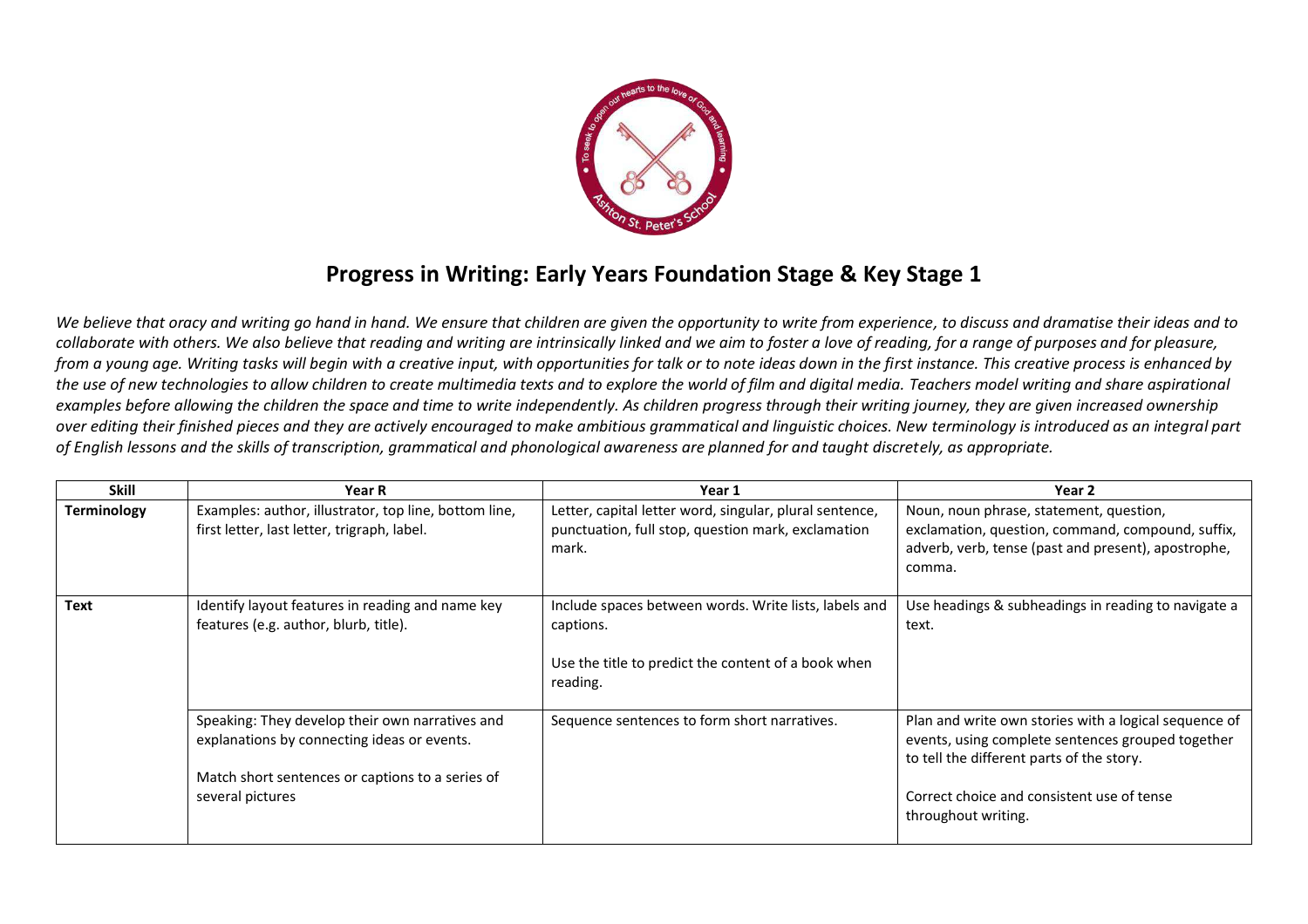# Progress in Writing: Early Years Foundation Stage & Key Stage 1

*We believe that oracy and writing go hand in hand. We ensure that children are given the opportunity to write from experience, to discuss and dramatise their ideas and to collaborate with others. We also believe that reading and writing are intrinsically linked and we aim to foster a love of reading, for a range of purposes and for pleasure, from a young age. Writing tasks will begin with a creative input, with opportunities for talk or to note ideas down in the first instance. This creative process is enhanced by the use of new technologies to allow children to create multimedia texts and to explore the world of film and digital media. Teachers model writing and share aspirational examples before allowing the children the space and time to write independently. As children progress through their writing journey, they are given increased ownership over editing their finished pieces and they are actively encouraged to make ambitious grammatical and linguistic choices. New terminology is introduced as an integral part of English lessons and the skills of transcription, grammatical and phonological awareness are planned for and taught discretely, as appropriate.*

| Skill | Year R | Year 1 | Year 2 |
| --- | --- | --- | --- |
| **Terminology** | Examples: author, illustrator, top line, bottom line, first letter, last letter, trigraph, label. | Letter, capital letter word, singular, plural sentence, punctuation, full stop, question mark, exclamation mark. | Noun, noun phrase, statement, question, exclamation, question, command, compound, suffix, adverb, verb, tense (past and present), apostrophe, comma. |
| **Text** | Identify layout features in reading and name key features (e.g. author, blurb, title). | Include spaces between words. Write lists, labels and captions.<br><br>Use the title to predict the content of a book when reading. | Use headings & subheadings in reading to navigate a text. |
| | Speaking: They develop their own narratives and explanations by connecting ideas or events.<br><br>Match short sentences or captions to a series of several pictures | Sequence sentences to form short narratives. | Plan and write own stories with a logical sequence of events, using complete sentences grouped together to tell the different parts of the story.<br><br>Correct choice and consistent use of tense throughout writing. |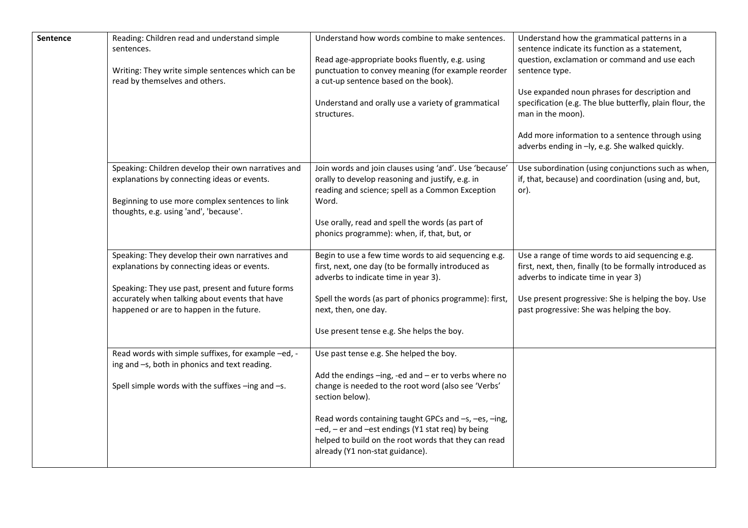| Sentence | Reading: Children read and understand simple sentences.<br><br>Writing: They write simple sentences which can be read by themselves and others. | Understand how words combine to make sentences.<br><br>Read age-appropriate books fluently, e.g. using punctuation to convey meaning (for example reorder a cut-up sentence based on the book).<br><br>Understand and orally use a variety of grammatical structures. | Understand how the grammatical patterns in a sentence indicate its function as a statement, question, exclamation or command and use each sentence type.<br><br>Use expanded noun phrases for description and specification (e.g. The blue butterfly, plain flour, the man in the moon).<br><br>Add more information to a sentence through using adverbs ending in –ly, e.g. She walked quickly. |
|---|---|---|---|
| | Speaking: Children develop their own narratives and explanations by connecting ideas or events.<br><br>Beginning to use more complex sentences to link thoughts, e.g. using 'and', 'because'. | Join words and join clauses using 'and'. Use 'because' orally to develop reasoning and justify, e.g. in reading and science; spell as a Common Exception Word.<br><br>Use orally, read and spell the words (as part of phonics programme): when, if, that, but, or | Use subordination (using conjunctions such as when, if, that, because) and coordination (using and, but, or). |
| | Speaking: They develop their own narratives and explanations by connecting ideas or events.<br><br>Speaking: They use past, present and future forms accurately when talking about events that have happened or are to happen in the future. | Begin to use a few time words to aid sequencing e.g. first, next, one day (to be formally introduced as adverbs to indicate time in year 3).<br><br>Spell the words (as part of phonics programme): first, next, then, one day.<br><br>Use present tense e.g. She helps the boy. | Use a range of time words to aid sequencing e.g. first, next, then, finally (to be formally introduced as adverbs to indicate time in year 3)<br><br>Use present progressive: She is helping the boy. Use past progressive: She was helping the boy. |
| | Read words with simple suffixes, for example –ed, -ing and –s, both in phonics and text reading.<br><br>Spell simple words with the suffixes –ing and –s. | Use past tense e.g. She helped the boy.<br><br>Add the endings –ing, -ed and – er to verbs where no change is needed to the root word (also see 'Verbs' section below).<br><br>Read words containing taught GPCs and –s, –es, –ing, –ed, – er and –est endings (Y1 stat req) by being helped to build on the root words that they can read already (Y1 non-stat guidance). | |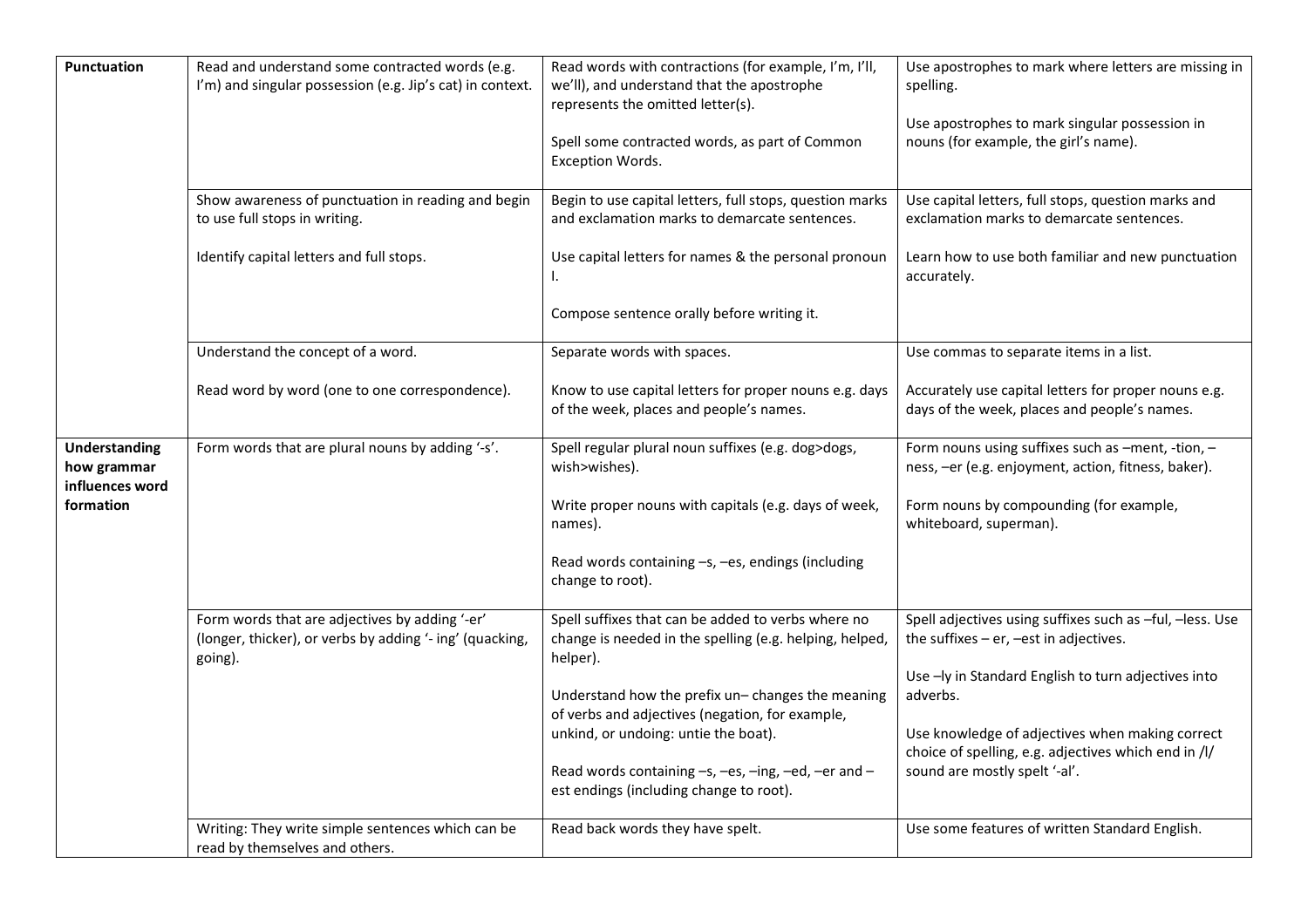| | | | |
|---|---|---|---|
| **Punctuation** | Read and understand some contracted words (e.g. I'm) and singular possession (e.g. Jip's cat) in context. | Read words with contractions (for example, I'm, I'll, we'll), and understand that the apostrophe represents the omitted letter(s).<br><br>Spell some contracted words, as part of Common Exception Words. | Use apostrophes to mark where letters are missing in spelling.<br><br>Use apostrophes to mark singular possession in nouns (for example, the girl's name). |
| | Show awareness of punctuation in reading and begin to use full stops in writing.<br><br>Identify capital letters and full stops. | Begin to use capital letters, full stops, question marks and exclamation marks to demarcate sentences.<br><br>Use capital letters for names & the personal pronoun I.<br><br>Compose sentence orally before writing it. | Use capital letters, full stops, question marks and exclamation marks to demarcate sentences.<br><br>Learn how to use both familiar and new punctuation accurately. |
| | Understand the concept of a word.<br><br>Read word by word (one to one correspondence). | Separate words with spaces.<br><br>Know to use capital letters for proper nouns e.g. days of the week, places and people's names. | Use commas to separate items in a list.<br><br>Accurately use capital letters for proper nouns e.g. days of the week, places and people's names. |
| **Understanding how grammar influences word formation** | Form words that are plural nouns by adding '-s'. | Spell regular plural noun suffixes (e.g. dog>dogs, wish>wishes).<br><br>Write proper nouns with capitals (e.g. days of week, names).<br><br>Read words containing –s, –es, endings (including change to root). | Form nouns using suffixes such as –ment, -tion, –ness, –er (e.g. enjoyment, action, fitness, baker).<br><br>Form nouns by compounding (for example, whiteboard, superman). |
| | Form words that are adjectives by adding '-er' (longer, thicker), or verbs by adding '- ing' (quacking, going). | Spell suffixes that can be added to verbs where no change is needed in the spelling (e.g. helping, helped, helper).<br><br>Understand how the prefix un– changes the meaning of verbs and adjectives (negation, for example, unkind, or undoing: untie the boat).<br><br>Read words containing –s, –es, –ing, –ed, –er and –est endings (including change to root). | Spell adjectives using suffixes such as –ful, –less. Use the suffixes – er, –est in adjectives.<br><br>Use –ly in Standard English to turn adjectives into adverbs.<br><br>Use knowledge of adjectives when making correct choice of spelling, e.g. adjectives which end in /l/ sound are mostly spelt '-al'. |
| | Writing: They write simple sentences which can be read by themselves and others. | Read back words they have spelt. | Use some features of written Standard English. |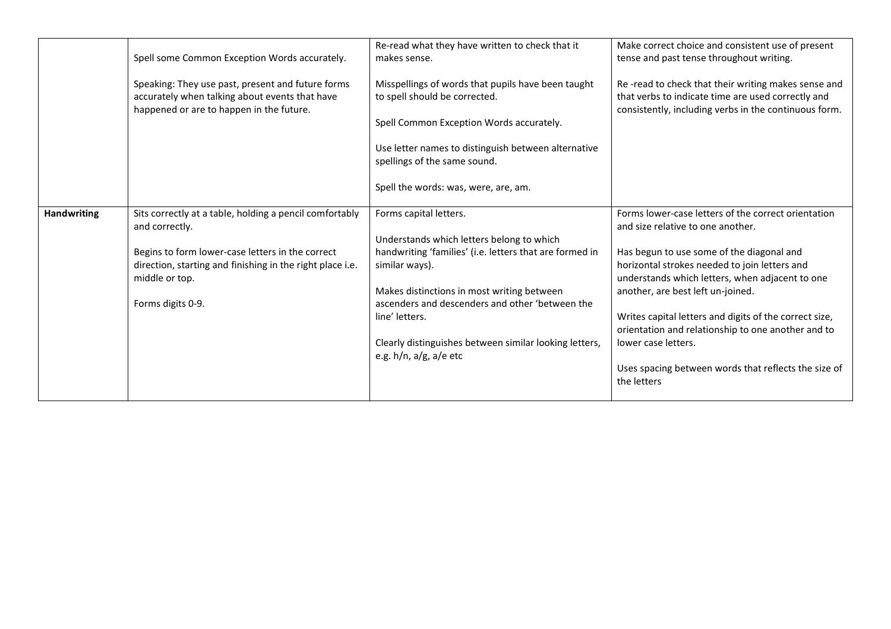| | | | |
|---|---|---|---|
| | Spell some Common Exception Words accurately.<br><br>Speaking: They use past, present and future forms accurately when talking about events that have happened or are to happen in the future. | Re-read what they have written to check that it makes sense.<br><br>Misspellings of words that pupils have been taught to spell should be corrected.<br><br>Spell Common Exception Words accurately.<br><br>Use letter names to distinguish between alternative spellings of the same sound.<br><br>Spell the words: was, were, are, am. | Make correct choice and consistent use of present tense and past tense throughout writing.<br><br>Re -read to check that their writing makes sense and that verbs to indicate time are used correctly and consistently, including verbs in the continuous form. |
| **Handwriting** | Sits correctly at a table, holding a pencil comfortably and correctly.<br><br>Begins to form lower-case letters in the correct direction, starting and finishing in the right place i.e. middle or top.<br><br>Forms digits 0-9. | Forms capital letters.<br><br>Understands which letters belong to which handwriting 'families' (i.e. letters that are formed in similar ways).<br><br>Makes distinctions in most writing between ascenders and descenders and other 'between the line' letters.<br><br>Clearly distinguishes between similar looking letters, e.g. h/n, a/g, a/e etc | Forms lower-case letters of the correct orientation and size relative to one another.<br><br>Has begun to use some of the diagonal and horizontal strokes needed to join letters and understands which letters, when adjacent to one another, are best left un-joined.<br><br>Writes capital letters and digits of the correct size, orientation and relationship to one another and to lower case letters.<br><br>Uses spacing between words that reflects the size of the letters |